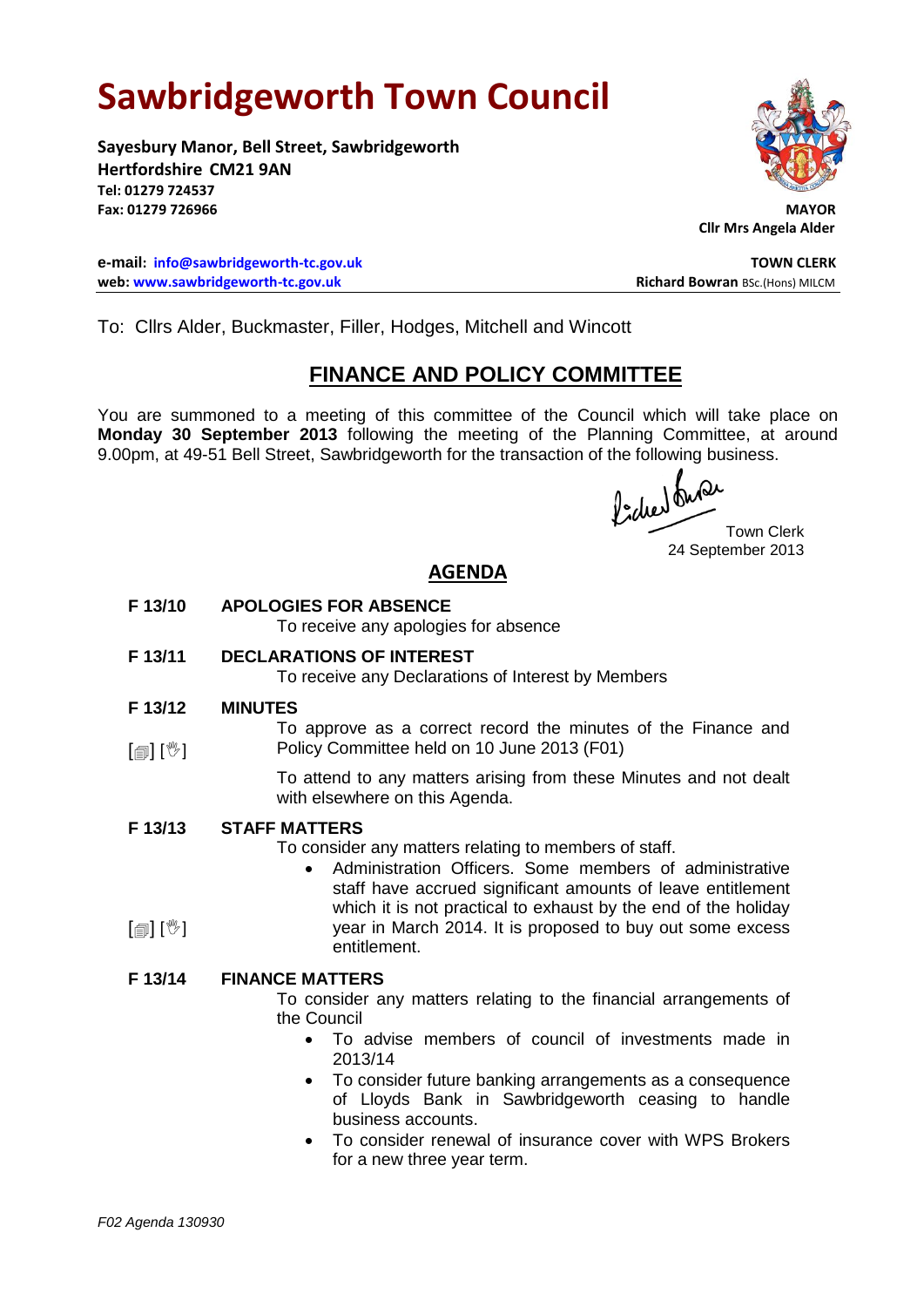# Sawbridgeworth Town Council

**Sayesbury Manor, Bell Street, Sawbridgeworth**
**Hertfordshire CM21 9AN**
**Tel: 01279 724537**
**Fax: 01279 726966**

**MAYOR**
**Cllr Mrs Angela Alder**

**e-mail: info@sawbridgeworth-tc.gov.uk**
**web: www.sawbridgeworth-tc.gov.uk**

**TOWN CLERK**
**Richard Bowran** BSc.(Hons) MILCM

To: Cllrs Alder, Buckmaster, Filler, Hodges, Mitchell and Wincott

## FINANCE AND POLICY COMMITTEE

You are summoned to a meeting of this committee of the Council which will take place on **Monday 30 September 2013** following the meeting of the Planning Committee, at around 9.00pm, at 49-51 Bell Street, Sawbridgeworth for the transaction of the following business.

Town Clerk
24 September 2013

## AGENDA

**F 13/10 APOLOGIES FOR ABSENCE**

To receive any apologies for absence

**F 13/11 DECLARATIONS OF INTEREST**

To receive any Declarations of Interest by Members

**F 13/12 MINUTES**

[📄] [✋] To approve as a correct record the minutes of the Finance and Policy Committee held on 10 June 2013 (F01)

To attend to any matters arising from these Minutes and not dealt with elsewhere on this Agenda.

**F 13/13 STAFF MATTERS**

To consider any matters relating to members of staff.

[📄] [✋]

- Administration Officers. Some members of administrative staff have accrued significant amounts of leave entitlement which it is not practical to exhaust by the end of the holiday year in March 2014. It is proposed to buy out some excess entitlement.

**F 13/14 FINANCE MATTERS**

To consider any matters relating to the financial arrangements of the Council

- To advise members of council of investments made in 2013/14
- To consider future banking arrangements as a consequence of Lloyds Bank in Sawbridgeworth ceasing to handle business accounts.
- To consider renewal of insurance cover with WPS Brokers for a new three year term.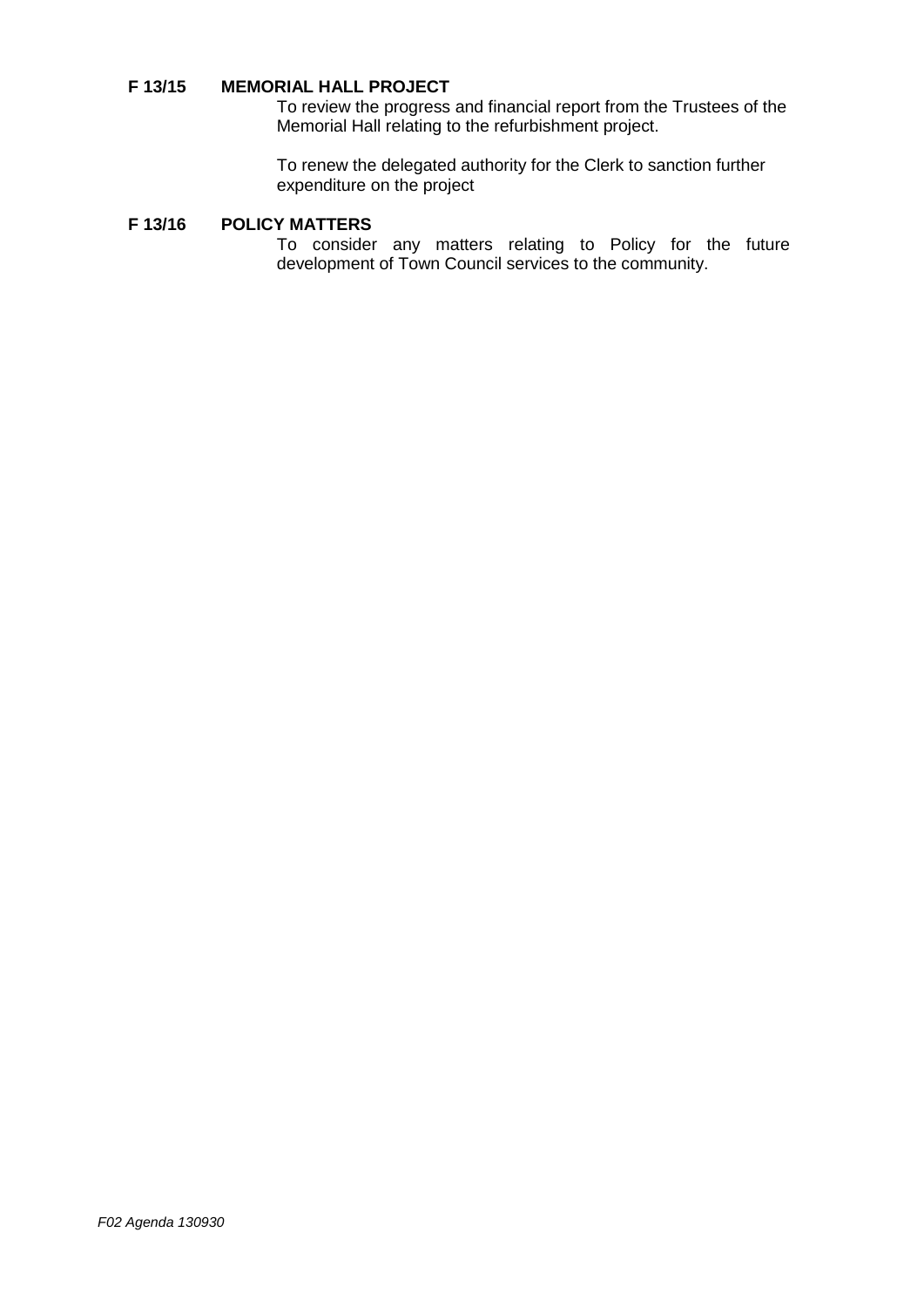**F 13/15 MEMORIAL HALL PROJECT**

To review the progress and financial report from the Trustees of the Memorial Hall relating to the refurbishment project.

To renew the delegated authority for the Clerk to sanction further expenditure on the project

**F 13/16 POLICY MATTERS**

To consider any matters relating to Policy for the future development of Town Council services to the community.